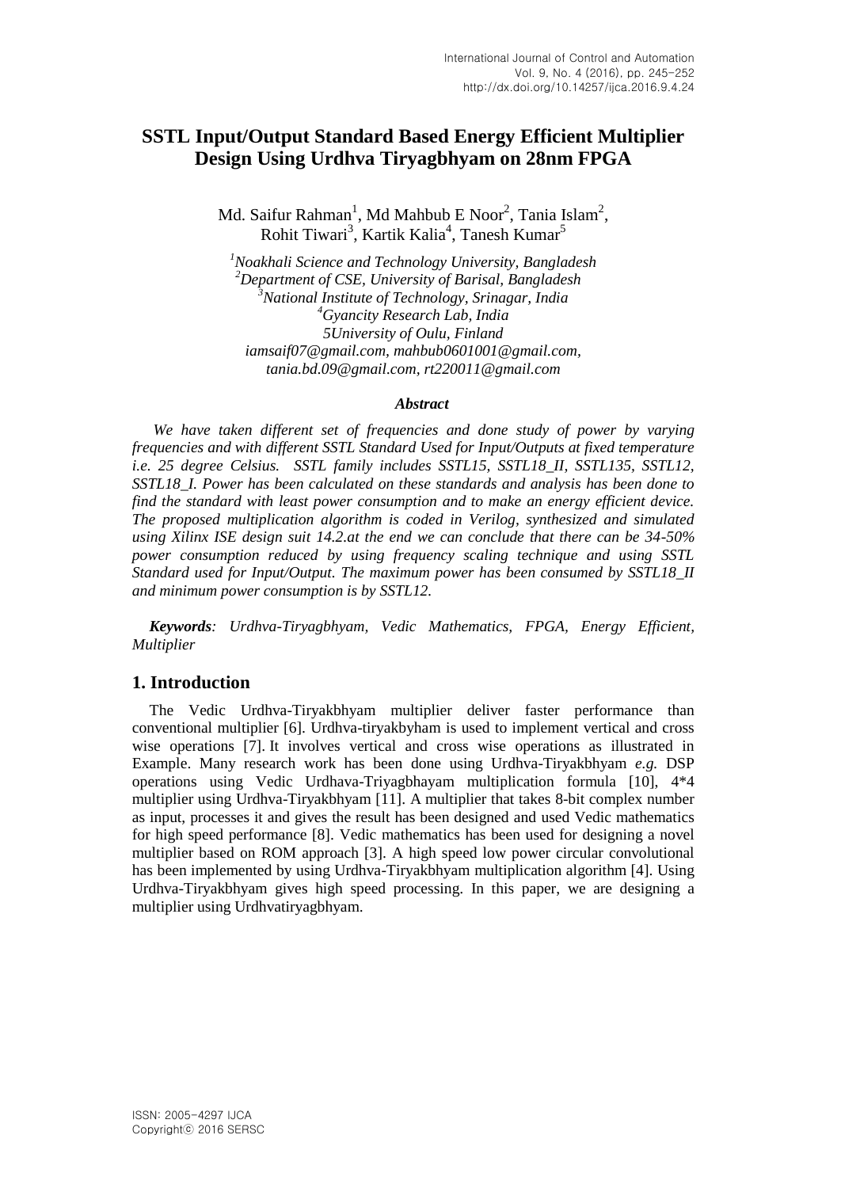# SSTL Input/Output Standard Based Energy Efficient Multiplier Design Using Urdhva Tiryagbhyam on 28nm FPGA

Md. Saifur Rahman[1], Md Mahbub E Noor[2], Tania Islam[2], Rohit Tiwari[3], Kartik Kalia[4], Tanesh Kumar[5]

*[1]Noakhali Science and Technology University, Bangladesh*
*[2]Department of CSE, University of Barisal, Bangladesh*
*[3]National Institute of Technology, Srinagar, India*
*[4]Gyancity Research Lab, India*
*5University of Oulu, Finland*
*iamsaif07@gmail.com, mahbub0601001@gmail.com, tania.bd.09@gmail.com, rt220011@gmail.com*

***Abstract***

*We have taken different set of frequencies and done study of power by varying frequencies and with different SSTL Standard Used for Input/Outputs at fixed temperature i.e. 25 degree Celsius. SSTL family includes SSTL15, SSTL18_II, SSTL135, SSTL12, SSTL18_I. Power has been calculated on these standards and analysis has been done to find the standard with least power consumption and to make an energy efficient device. The proposed multiplication algorithm is coded in Verilog, synthesized and simulated using Xilinx ISE design suit 14.2.at the end we can conclude that there can be 34-50% power consumption reduced by using frequency scaling technique and using SSTL Standard used for Input/Output. The maximum power has been consumed by SSTL18_II and minimum power consumption is by SSTL12.*

***Keywords**: Urdhva-Tiryagbhyam, Vedic Mathematics, FPGA, Energy Efficient, Multiplier*

## 1. Introduction

The Vedic Urdhva-Tiryakbhyam multiplier deliver faster performance than conventional multiplier [6]. Urdhva-tiryakbyham is used to implement vertical and cross wise operations [7]. It involves vertical and cross wise operations as illustrated in Example. Many research work has been done using Urdhva-Tiryakbhyam *e.g.* DSP operations using Vedic Urdhava-Triyagbhayam multiplication formula [10], 4*4 multiplier using Urdhva-Tiryakbhyam [11]. A multiplier that takes 8-bit complex number as input, processes it and gives the result has been designed and used Vedic mathematics for high speed performance [8]. Vedic mathematics has been used for designing a novel multiplier based on ROM approach [3]. A high speed low power circular convolutional has been implemented by using Urdhva-Tiryakbhyam multiplication algorithm [4]. Using Urdhva-Tiryakbhyam gives high speed processing. In this paper, we are designing a multiplier using Urdhvatiryagbhyam.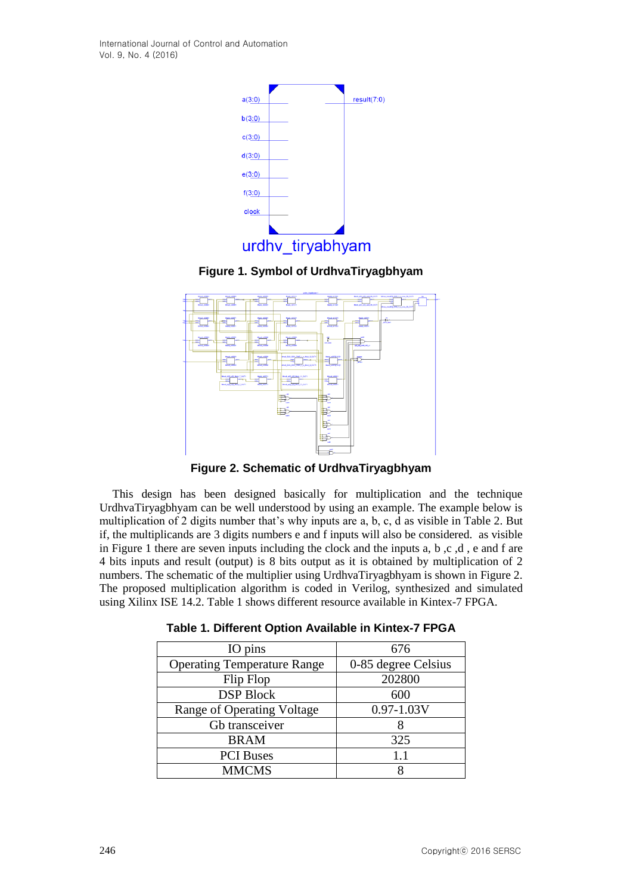Figure 1. Symbol of UrdhvaTiryagbhyam

Figure 2. Schematic of UrdhvaTiryagbhyam

This design has been designed basically for multiplication and the technique UrdhvaTiryagbhyam can be well understood by using an example. The example below is multiplication of 2 digits number that's why inputs are a, b, c, d as visible in Table 2. But if, the multiplicands are 3 digits numbers e and f inputs will also be considered. as visible in Figure 1 there are seven inputs including the clock and the inputs a, b ,c ,d , e and f are 4 bits inputs and result (output) is 8 bits output as it is obtained by multiplication of 2 numbers. The schematic of the multiplier using UrdhvaTiryagbhyam is shown in Figure 2. The proposed multiplication algorithm is coded in Verilog, synthesized and simulated using Xilinx ISE 14.2. Table 1 shows different resource available in Kintex-7 FPGA.

**Table 1. Different Option Available in Kintex-7 FPGA**

| | |
|---|---|
| IO pins | 676 |
| Operating Temperature Range | 0-85 degree Celsius |
| Flip Flop | 202800 |
| DSP Block | 600 |
| Range of Operating Voltage | 0.97-1.03V |
| Gb transceiver | 8 |
| BRAM | 325 |
| PCI Buses | 1.1 |
| MMCMS | 8 |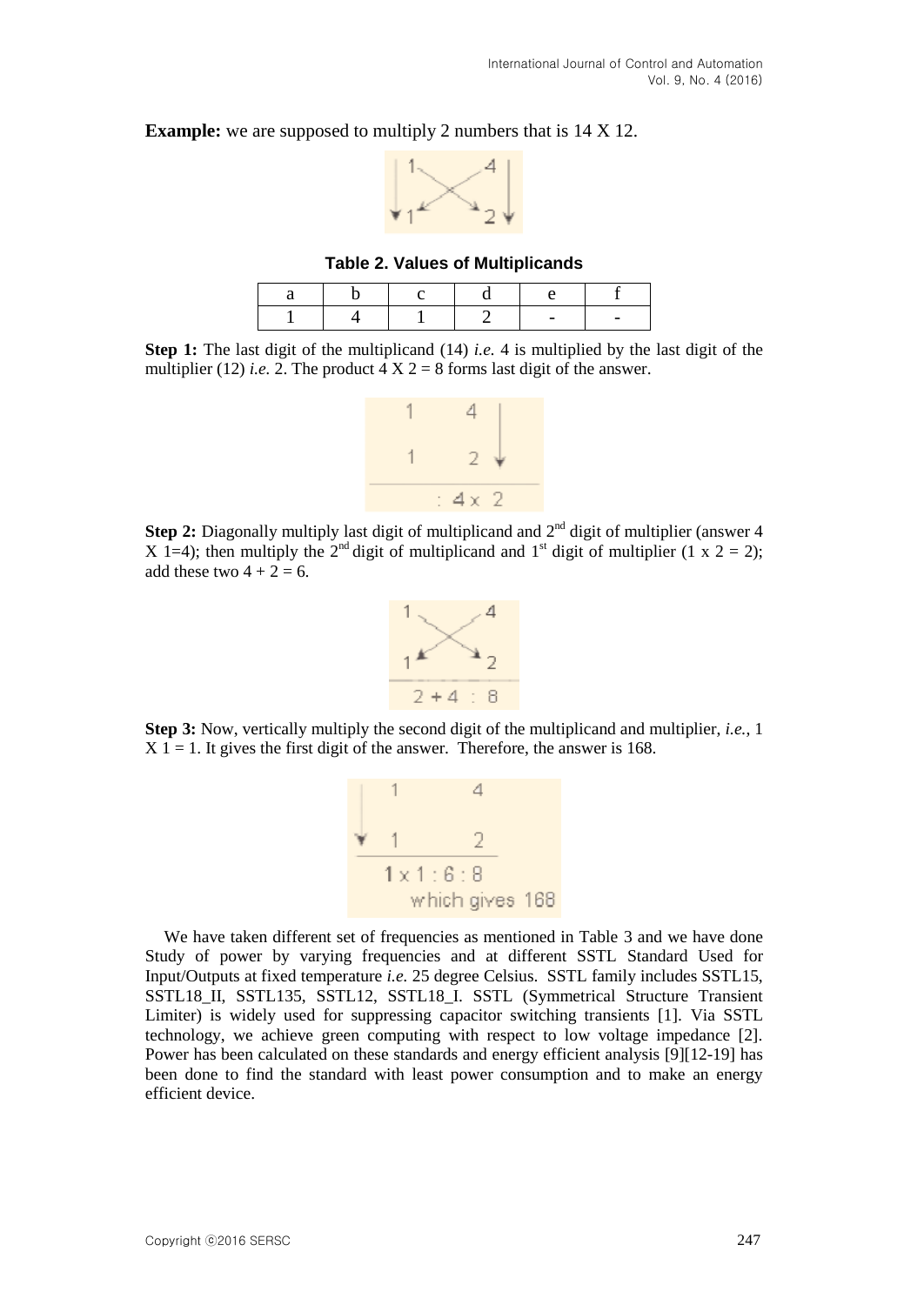**Example:** we are supposed to multiply 2 numbers that is 14 X 12.

**Table 2. Values of Multiplicands**

| a | b | c | d | e | f |
|---|---|---|---|---|---|
| 1 | 4 | 1 | 2 | - | - |

**Step 1:** The last digit of the multiplicand (14) *i.e.* 4 is multiplied by the last digit of the multiplier (12) *i.e.* 2. The product 4 X 2 = 8 forms last digit of the answer.

**Step 2:** Diagonally multiply last digit of multiplicand and 2[nd] digit of multiplier (answer 4 X 1=4); then multiply the 2[nd] digit of multiplicand and 1[st] digit of multiplier (1 x 2 = 2); add these two 4 + 2 = 6.

**Step 3:** Now, vertically multiply the second digit of the multiplicand and multiplier, *i.e.*, 1 X 1 = 1. It gives the first digit of the answer. Therefore, the answer is 168.

We have taken different set of frequencies as mentioned in Table 3 and we have done Study of power by varying frequencies and at different SSTL Standard Used for Input/Outputs at fixed temperature *i.e.* 25 degree Celsius. SSTL family includes SSTL15, SSTL18_II, SSTL135, SSTL12, SSTL18_I. SSTL (Symmetrical Structure Transient Limiter) is widely used for suppressing capacitor switching transients [1]. Via SSTL technology, we achieve green computing with respect to low voltage impedance [2]. Power has been calculated on these standards and energy efficient analysis [9][12-19] has been done to find the standard with least power consumption and to make an energy efficient device.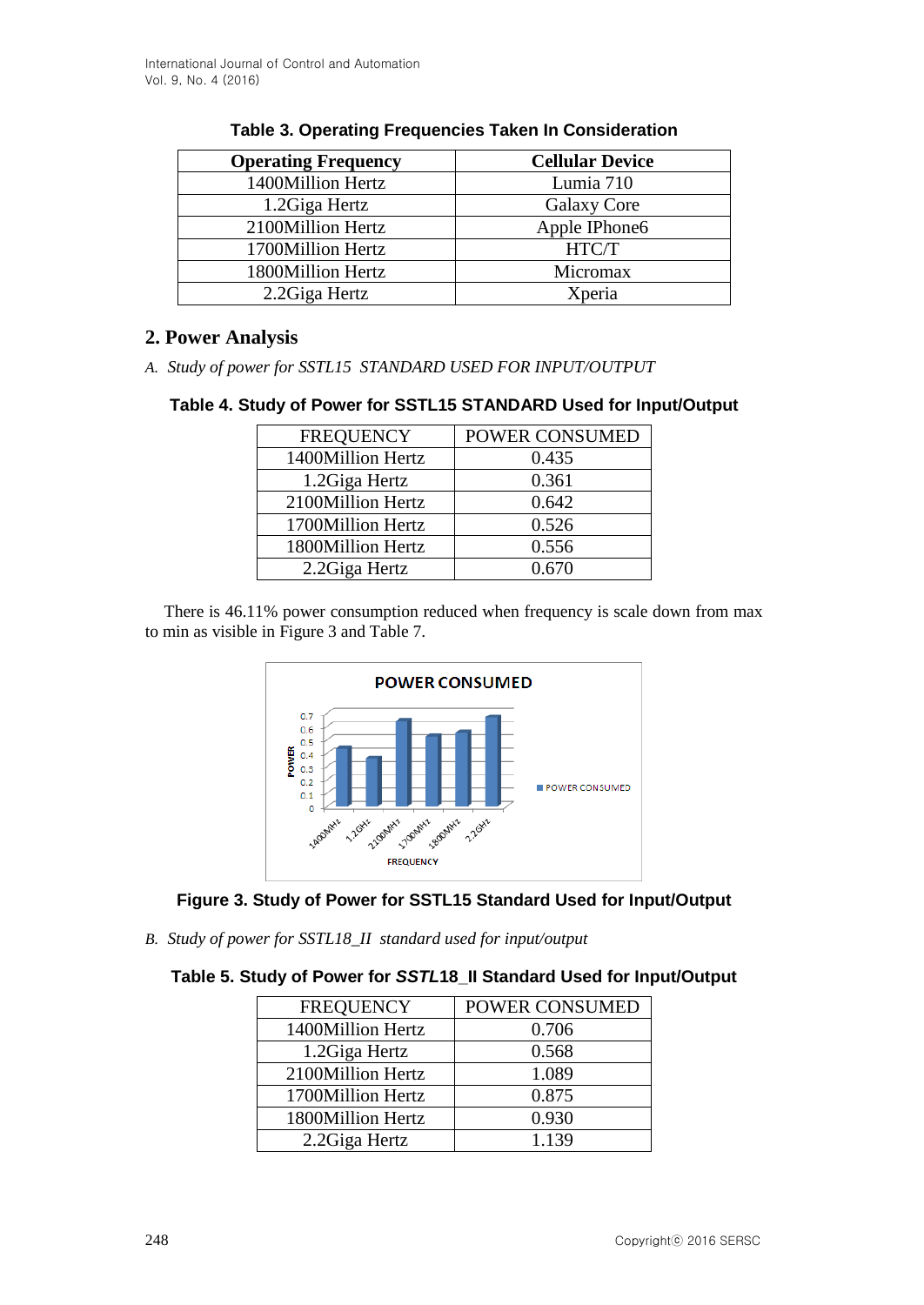**Table 3. Operating Frequencies Taken In Consideration**

| Operating Frequency | Cellular Device |
|---|---|
| 1400Million Hertz | Lumia 710 |
| 1.2Giga Hertz | Galaxy Core |
| 2100Million Hertz | Apple IPhone6 |
| 1700Million Hertz | HTC/T |
| 1800Million Hertz | Micromax |
| 2.2Giga Hertz | Xperia |

## 2. Power Analysis

*A. Study of power for SSTL15 STANDARD USED FOR INPUT/OUTPUT*

**Table 4. Study of Power for SSTL15 STANDARD Used for Input/Output**

| FREQUENCY | POWER CONSUMED |
|---|---|
| 1400Million Hertz | 0.435 |
| 1.2Giga Hertz | 0.361 |
| 2100Million Hertz | 0.642 |
| 1700Million Hertz | 0.526 |
| 1800Million Hertz | 0.556 |
| 2.2Giga Hertz | 0.670 |

There is 46.11% power consumption reduced when frequency is scale down from max to min as visible in Figure 3 and Table 7.

**Figure 3. Study of Power for SSTL15 Standard Used for Input/Output**

*B. Study of power for SSTL18_II standard used for input/output*

**Table 5. Study of Power for *SSTL*18_II Standard Used for Input/Output**

| FREQUENCY | POWER CONSUMED |
|---|---|
| 1400Million Hertz | 0.706 |
| 1.2Giga Hertz | 0.568 |
| 2100Million Hertz | 1.089 |
| 1700Million Hertz | 0.875 |
| 1800Million Hertz | 0.930 |
| 2.2Giga Hertz | 1.139 |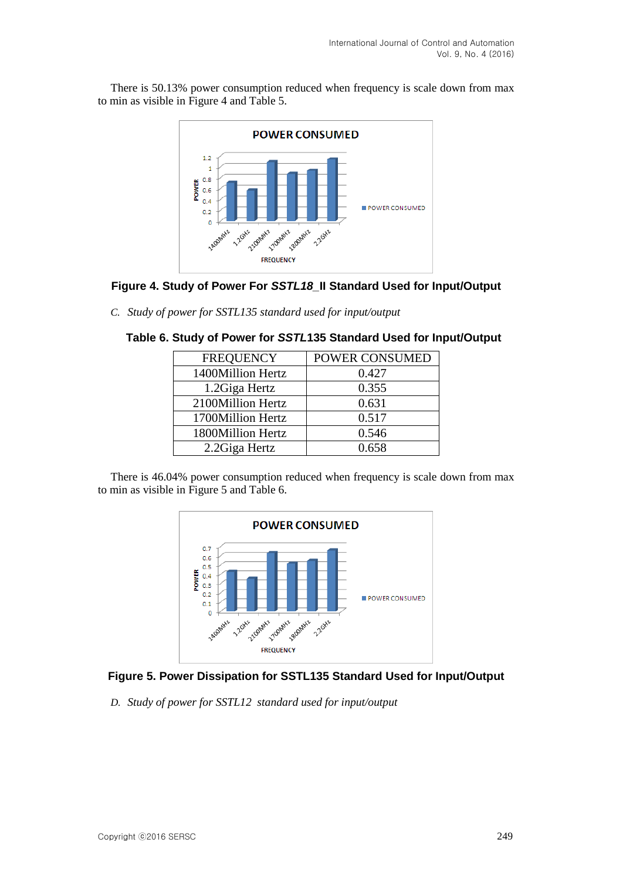There is 50.13% power consumption reduced when frequency is scale down from max to min as visible in Figure 4 and Table 5.

**Figure 4. Study of Power For *SSTL18*_II Standard Used for Input/Output**

*C. Study of power for SSTL135 standard used for input/output*

**Table 6. Study of Power for *SSTL*135 Standard Used for Input/Output**

| FREQUENCY | POWER CONSUMED |
|---|---|
| 1400Million Hertz | 0.427 |
| 1.2Giga Hertz | 0.355 |
| 2100Million Hertz | 0.631 |
| 1700Million Hertz | 0.517 |
| 1800Million Hertz | 0.546 |
| 2.2Giga Hertz | 0.658 |

There is 46.04% power consumption reduced when frequency is scale down from max to min as visible in Figure 5 and Table 6.

**Figure 5. Power Dissipation for SSTL135 Standard Used for Input/Output**

*D. Study of power for SSTL12 standard used for input/output*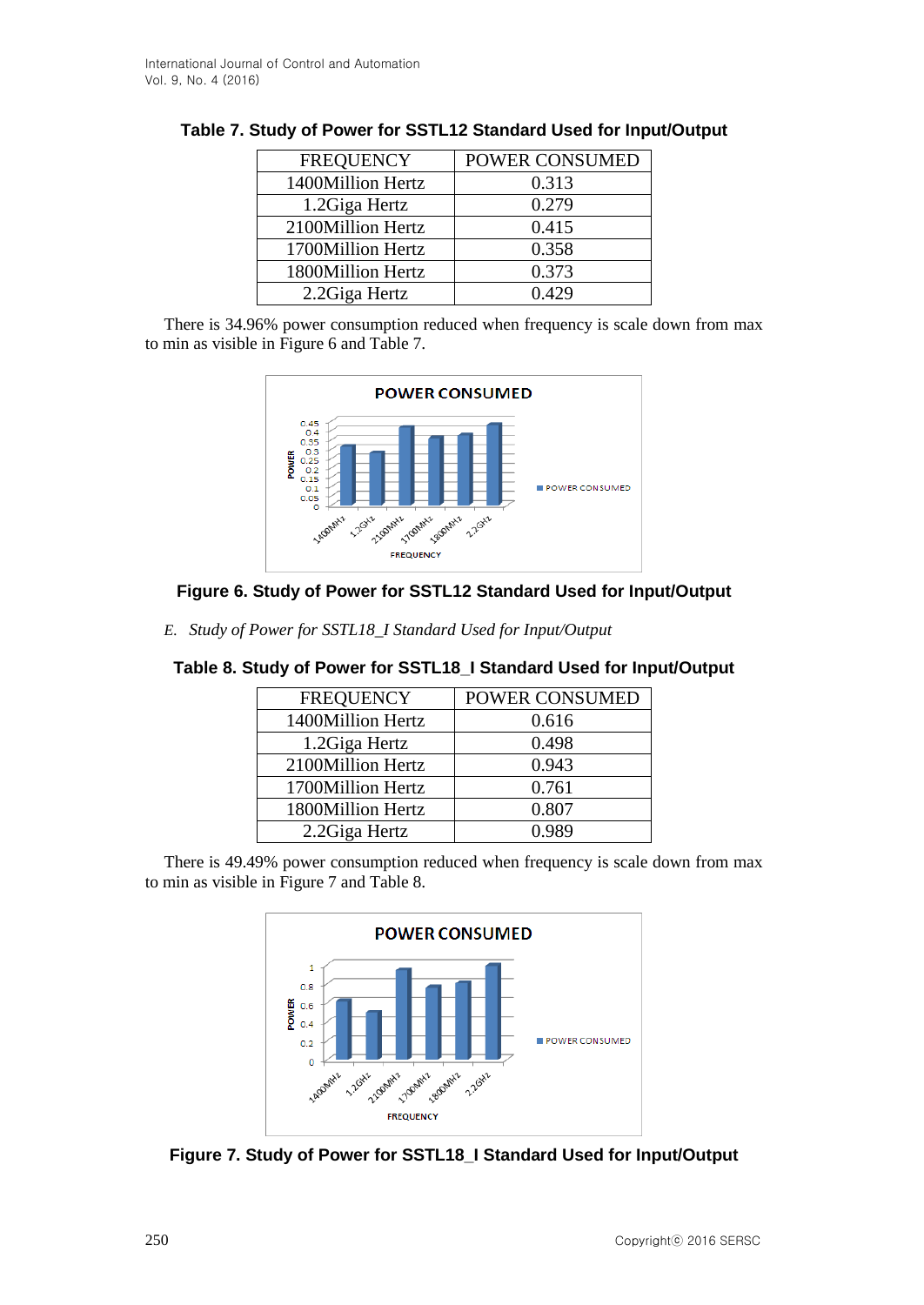**Table 7. Study of Power for SSTL12 Standard Used for Input/Output**

| FREQUENCY | POWER CONSUMED |
|---|---|
| 1400Million Hertz | 0.313 |
| 1.2Giga Hertz | 0.279 |
| 2100Million Hertz | 0.415 |
| 1700Million Hertz | 0.358 |
| 1800Million Hertz | 0.373 |
| 2.2Giga Hertz | 0.429 |

There is 34.96% power consumption reduced when frequency is scale down from max to min as visible in Figure 6 and Table 7.

**Figure 6. Study of Power for SSTL12 Standard Used for Input/Output**

*E. Study of Power for SSTL18_I Standard Used for Input/Output*

**Table 8. Study of Power for SSTL18_I Standard Used for Input/Output**

| FREQUENCY | POWER CONSUMED |
|---|---|
| 1400Million Hertz | 0.616 |
| 1.2Giga Hertz | 0.498 |
| 2100Million Hertz | 0.943 |
| 1700Million Hertz | 0.761 |
| 1800Million Hertz | 0.807 |
| 2.2Giga Hertz | 0.989 |

There is 49.49% power consumption reduced when frequency is scale down from max to min as visible in Figure 7 and Table 8.

**Figure 7. Study of Power for SSTL18_I Standard Used for Input/Output**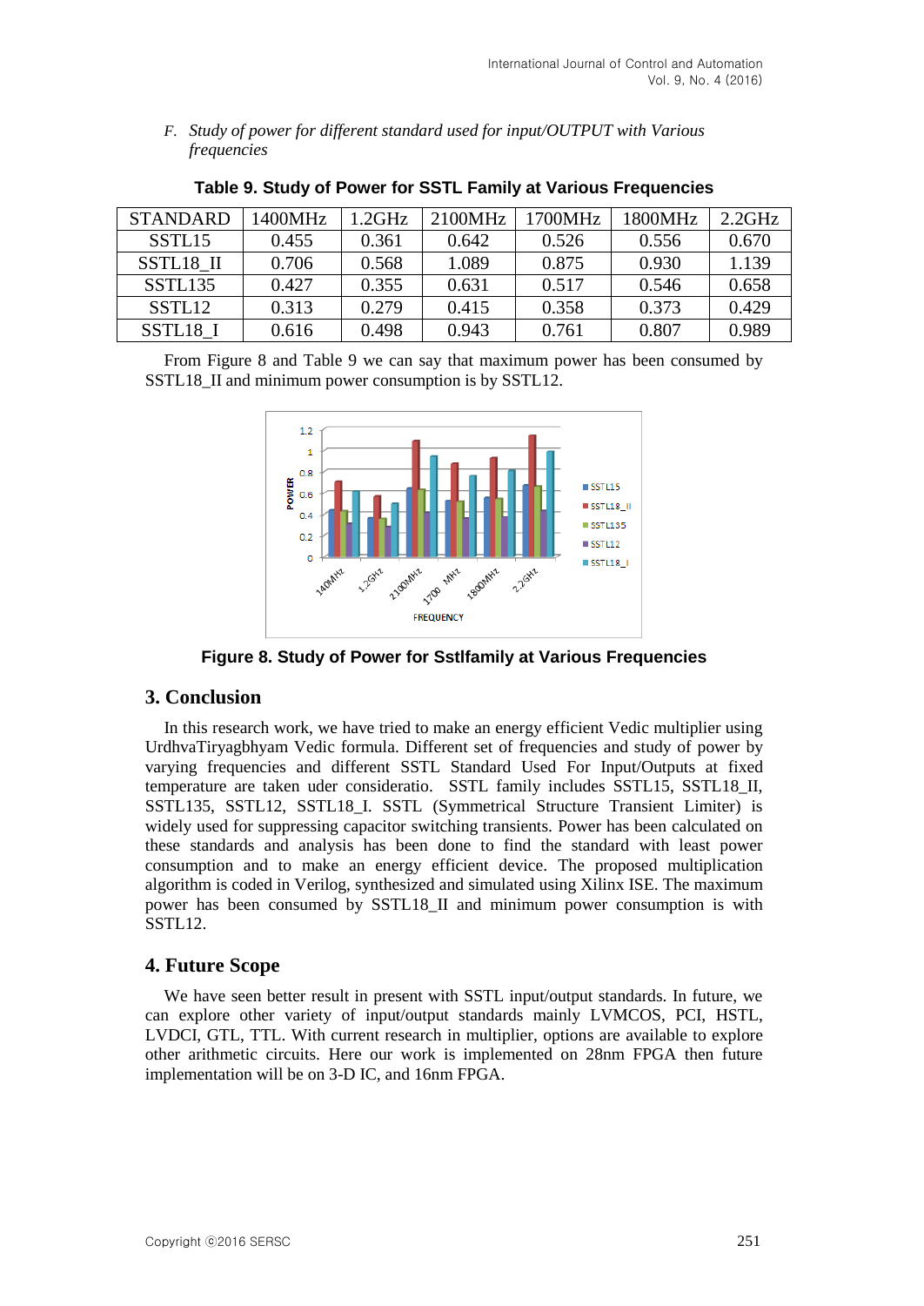*F. Study of power for different standard used for input/OUTPUT with Various frequencies*

**Table 9. Study of Power for SSTL Family at Various Frequencies**

| STANDARD | 1400MHz | 1.2GHz | 2100MHz | 1700MHz | 1800MHz | 2.2GHz |
|---|---|---|---|---|---|---|
| SSTL15 | 0.455 | 0.361 | 0.642 | 0.526 | 0.556 | 0.670 |
| SSTL18_II | 0.706 | 0.568 | 1.089 | 0.875 | 0.930 | 1.139 |
| SSTL135 | 0.427 | 0.355 | 0.631 | 0.517 | 0.546 | 0.658 |
| SSTL12 | 0.313 | 0.279 | 0.415 | 0.358 | 0.373 | 0.429 |
| SSTL18_I | 0.616 | 0.498 | 0.943 | 0.761 | 0.807 | 0.989 |

From Figure 8 and Table 9 we can say that maximum power has been consumed by SSTL18_II and minimum power consumption is by SSTL12.

**Figure 8. Study of Power for Sstlfamily at Various Frequencies**

## 3. Conclusion

In this research work, we have tried to make an energy efficient Vedic multiplier using UrdhvaTiryagbhyam Vedic formula. Different set of frequencies and study of power by varying frequencies and different SSTL Standard Used For Input/Outputs at fixed temperature are taken uder consideratio. SSTL family includes SSTL15, SSTL18_II, SSTL135, SSTL12, SSTL18_I. SSTL (Symmetrical Structure Transient Limiter) is widely used for suppressing capacitor switching transients. Power has been calculated on these standards and analysis has been done to find the standard with least power consumption and to make an energy efficient device. The proposed multiplication algorithm is coded in Verilog, synthesized and simulated using Xilinx ISE. The maximum power has been consumed by SSTL18_II and minimum power consumption is with SSTL12.

## 4. Future Scope

We have seen better result in present with SSTL input/output standards. In future, we can explore other variety of input/output standards mainly LVMCOS, PCI, HSTL, LVDCI, GTL, TTL. With current research in multiplier, options are available to explore other arithmetic circuits. Here our work is implemented on 28nm FPGA then future implementation will be on 3-D IC, and 16nm FPGA.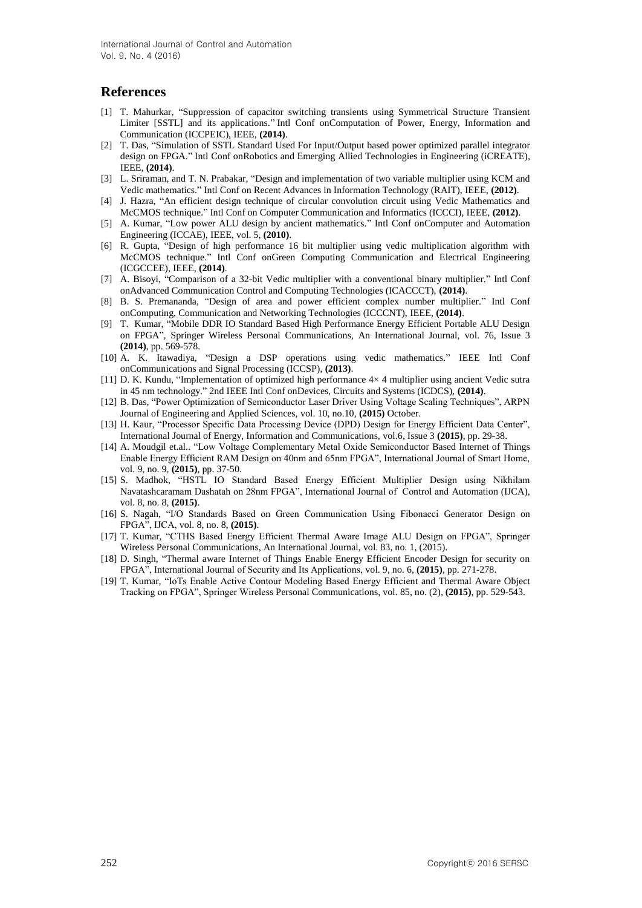## References

[1] T. Mahurkar, "Suppression of capacitor switching transients using Symmetrical Structure Transient Limiter [SSTL] and its applications." Intl Conf onComputation of Power, Energy, Information and Communication (ICCPEIC), IEEE, **(2014)**.

[2] T. Das, "Simulation of SSTL Standard Used For Input/Output based power optimized parallel integrator design on FPGA." Intl Conf onRobotics and Emerging Allied Technologies in Engineering (iCREATE), IEEE, **(2014)**.

[3] L. Sriraman, and T. N. Prabakar, "Design and implementation of two variable multiplier using KCM and Vedic mathematics." Intl Conf on Recent Advances in Information Technology (RAIT), IEEE, **(2012)**.

[4] J. Hazra, "An efficient design technique of circular convolution circuit using Vedic Mathematics and McCMOS technique." Intl Conf on Computer Communication and Informatics (ICCCI), IEEE, **(2012)**.

[5] A. Kumar, "Low power ALU design by ancient mathematics." Intl Conf onComputer and Automation Engineering (ICCAE), IEEE, vol. 5, **(2010)**.

[6] R. Gupta, "Design of high performance 16 bit multiplier using vedic multiplication algorithm with McCMOS technique." Intl Conf onGreen Computing Communication and Electrical Engineering (ICGCCEE), IEEE, **(2014)**.

[7] A. Bisoyi, "Comparison of a 32-bit Vedic multiplier with a conventional binary multiplier." Intl Conf onAdvanced Communication Control and Computing Technologies (ICACCCT), **(2014)**.

[8] B. S. Premananda, "Design of area and power efficient complex number multiplier." Intl Conf onComputing, Communication and Networking Technologies (ICCCNT), IEEE, **(2014)**.

[9] T. Kumar, "Mobile DDR IO Standard Based High Performance Energy Efficient Portable ALU Design on FPGA", Springer Wireless Personal Communications, An International Journal, vol. 76, Issue 3 **(2014)**, pp. 569-578.

[10] A. K. Itawadiya, "Design a DSP operations using vedic mathematics." IEEE Intl Conf onCommunications and Signal Processing (ICCSP), **(2013)**.

[11] D. K. Kundu, "Implementation of optimized high performance 4× 4 multiplier using ancient Vedic sutra in 45 nm technology." 2nd IEEE Intl Conf onDevices, Circuits and Systems (ICDCS), **(2014)**.

[12] B. Das, "Power Optimization of Semiconductor Laser Driver Using Voltage Scaling Techniques", ARPN Journal of Engineering and Applied Sciences, vol. 10, no.10, **(2015)** October.

[13] H. Kaur, "Processor Specific Data Processing Device (DPD) Design for Energy Efficient Data Center", International Journal of Energy, Information and Communications, vol.6, Issue 3 **(2015)**, pp. 29-38.

[14] A. Moudgil et.al.. "Low Voltage Complementary Metal Oxide Semiconductor Based Internet of Things Enable Energy Efficient RAM Design on 40nm and 65nm FPGA", International Journal of Smart Home, vol. 9, no. 9, **(2015)**, pp. 37-50.

[15] S. Madhok, "HSTL IO Standard Based Energy Efficient Multiplier Design using Nikhilam Navatashcaramam Dashatah on 28nm FPGA", International Journal of Control and Automation (IJCA), vol. 8, no. 8, **(2015)**.

[16] S. Nagah, "I/O Standards Based on Green Communication Using Fibonacci Generator Design on FPGA", IJCA, vol. 8, no. 8, **(2015)**.

[17] T. Kumar, "CTHS Based Energy Efficient Thermal Aware Image ALU Design on FPGA", Springer Wireless Personal Communications, An International Journal, vol. 83, no. 1, (2015).

[18] D. Singh, "Thermal aware Internet of Things Enable Energy Efficient Encoder Design for security on FPGA", International Journal of Security and Its Applications, vol. 9, no. 6, **(2015)**, pp. 271-278.

[19] T. Kumar, "IoTs Enable Active Contour Modeling Based Energy Efficient and Thermal Aware Object Tracking on FPGA", Springer Wireless Personal Communications, vol. 85, no. (2), **(2015)**, pp. 529-543.